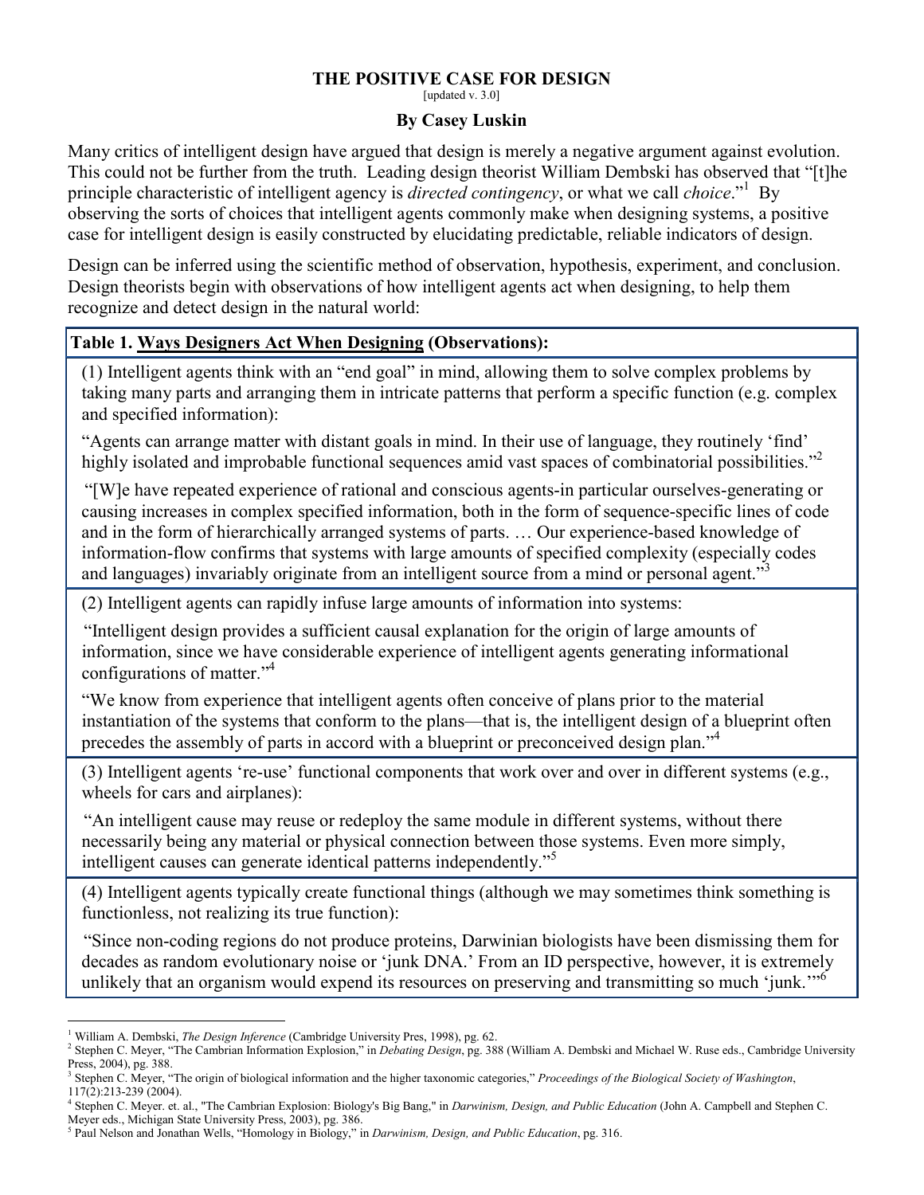# THE POSITIVE CASE FOR DESIGN

[updated v. 3.0]

**By Casey Luskin**

Many critics of intelligent design have argued that design is merely a negative argument against evolution. This could not be further from the truth. Leading design theorist William Dembski has observed that "[t]he principle characteristic of intelligent agency is *directed contingency*, or what we call *choice*."[1] By observing the sorts of choices that intelligent agents commonly make when designing systems, a positive case for intelligent design is easily constructed by elucidating predictable, reliable indicators of design.

Design can be inferred using the scientific method of observation, hypothesis, experiment, and conclusion. Design theorists begin with observations of how intelligent agents act when designing, to help them recognize and detect design in the natural world:

| **Table 1. Ways Designers Act When Designing (Observations):** |
|---|
| (1) Intelligent agents think with an "end goal" in mind, allowing them to solve complex problems by taking many parts and arranging them in intricate patterns that perform a specific function (e.g. complex and specified information): "Agents can arrange matter with distant goals in mind. In their use of language, they routinely 'find' highly isolated and improbable functional sequences amid vast spaces of combinatorial possibilities."[2] "[W]e have repeated experience of rational and conscious agents-in particular ourselves-generating or causing increases in complex specified information, both in the form of sequence-specific lines of code and in the form of hierarchically arranged systems of parts. … Our experience-based knowledge of information-flow confirms that systems with large amounts of specified complexity (especially codes and languages) invariably originate from an intelligent source from a mind or personal agent."[3] |
| (2) Intelligent agents can rapidly infuse large amounts of information into systems: "Intelligent design provides a sufficient causal explanation for the origin of large amounts of information, since we have considerable experience of intelligent agents generating informational configurations of matter."[4] "We know from experience that intelligent agents often conceive of plans prior to the material instantiation of the systems that conform to the plans—that is, the intelligent design of a blueprint often precedes the assembly of parts in accord with a blueprint or preconceived design plan."[4] |
| (3) Intelligent agents 're-use' functional components that work over and over in different systems (e.g., wheels for cars and airplanes): "An intelligent cause may reuse or redeploy the same module in different systems, without there necessarily being any material or physical connection between those systems. Even more simply, intelligent causes can generate identical patterns independently."[5] |
| (4) Intelligent agents typically create functional things (although we may sometimes think something is functionless, not realizing its true function): "Since non-coding regions do not produce proteins, Darwinian biologists have been dismissing them for decades as random evolutionary noise or 'junk DNA.' From an ID perspective, however, it is extremely unlikely that an organism would expend its resources on preserving and transmitting so much 'junk.'"[6] |

---

[1] William A. Dembski, *The Design Inference* (Cambridge University Pres, 1998), pg. 62.

[2] Stephen C. Meyer, "The Cambrian Information Explosion," in *Debating Design*, pg. 388 (William A. Dembski and Michael W. Ruse eds., Cambridge University Press, 2004), pg. 388.

[3] Stephen C. Meyer, "The origin of biological information and the higher taxonomic categories," *Proceedings of the Biological Society of Washington*, 117(2):213-239 (2004).

[4] Stephen C. Meyer. et. al., "The Cambrian Explosion: Biology's Big Bang," in *Darwinism, Design, and Public Education* (John A. Campbell and Stephen C. Meyer eds., Michigan State University Press, 2003), pg. 386.

[5] Paul Nelson and Jonathan Wells, "Homology in Biology," in *Darwinism, Design, and Public Education*, pg. 316.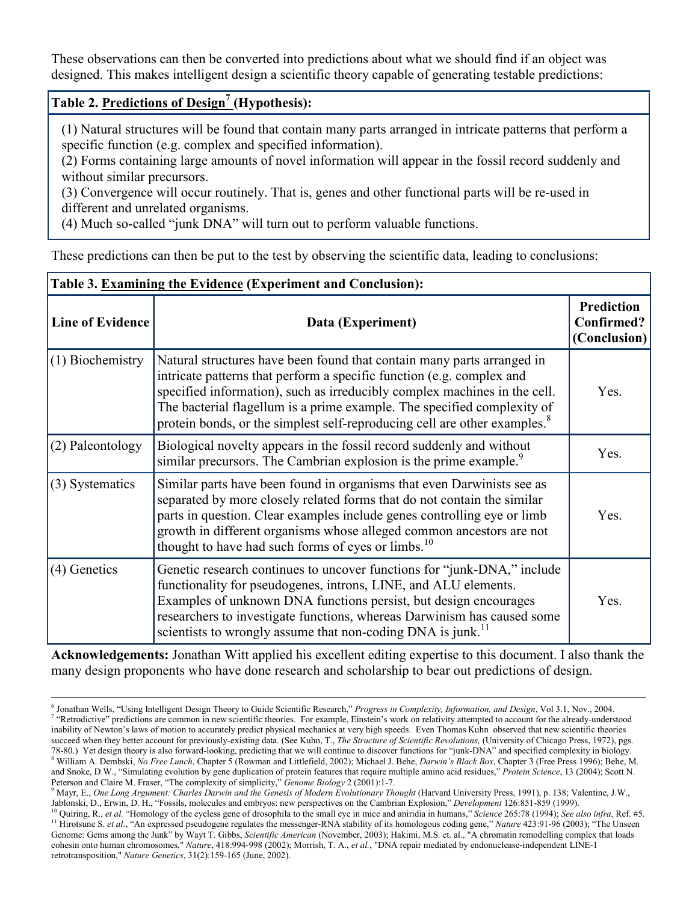These observations can then be converted into predictions about what we should find if an object was designed. This makes intelligent design a scientific theory capable of generating testable predictions:

**Table 2. Predictions of Design[7] (Hypothesis):**

(1) Natural structures will be found that contain many parts arranged in intricate patterns that perform a specific function (e.g. complex and specified information).
(2) Forms containing large amounts of novel information will appear in the fossil record suddenly and without similar precursors.
(3) Convergence will occur routinely. That is, genes and other functional parts will be re-used in different and unrelated organisms.
(4) Much so-called "junk DNA" will turn out to perform valuable functions.

These predictions can then be put to the test by observing the scientific data, leading to conclusions:

**Table 3. Examining the Evidence (Experiment and Conclusion):**

| Line of Evidence | Data (Experiment) | Prediction Confirmed? (Conclusion) |
|---|---|---|
| (1) Biochemistry | Natural structures have been found that contain many parts arranged in intricate patterns that perform a specific function (e.g. complex and specified information), such as irreducibly complex machines in the cell. The bacterial flagellum is a prime example. The specified complexity of protein bonds, or the simplest self-reproducing cell are other examples.[8] | Yes. |
| (2) Paleontology | Biological novelty appears in the fossil record suddenly and without similar precursors. The Cambrian explosion is the prime example.[9] | Yes. |
| (3) Systematics | Similar parts have been found in organisms that even Darwinists see as separated by more closely related forms that do not contain the similar parts in question. Clear examples include genes controlling eye or limb growth in different organisms whose alleged common ancestors are not thought to have had such forms of eyes or limbs.[10] | Yes. |
| (4) Genetics | Genetic research continues to uncover functions for "junk-DNA," include functionality for pseudogenes, introns, LINE, and ALU elements. Examples of unknown DNA functions persist, but design encourages researchers to investigate functions, whereas Darwinism has caused some scientists to wrongly assume that non-coding DNA is junk.[11] | Yes. |

**Acknowledgements:** Jonathan Witt applied his excellent editing expertise to this document. I also thank the many design proponents who have done research and scholarship to bear out predictions of design.

---

[6] Jonathan Wells, "Using Intelligent Design Theory to Guide Scientific Research," *Progress in Complexity, Information, and Design*, Vol 3.1, Nov., 2004.
[7] "Retrodictive" predictions are common in new scientific theories. For example, Einstein's work on relativity attempted to account for the already-understood inability of Newton's laws of motion to accurately predict physical mechanics at very high speeds. Even Thomas Kuhn observed that new scientific theories succeed when they better account for previously-existing data. (See Kuhn, T., *The Structure of Scientific Revolutions,* (University of Chicago Press, 1972), pgs. 78-80.) Yet design theory is also forward-looking, predicting that we will continue to discover functions for "junk-DNA" and specified complexity in biology.
[8] William A. Dembski, *No Free Lunch*, Chapter 5 (Rowman and Littlefield, 2002); Michael J. Behe, *Darwin's Black Box*, Chapter 3 (Free Press 1996); Behe, M. and Snoke, D.W., "Simulating evolution by gene duplication of protein features that require multiple amino acid residues," *Protein Science*, 13 (2004); Scott N. Peterson and Claire M. Fraser, "The complexity of simplicity," *Genome Biology* 2 (2001):1-7.
[9] Mayr, E., *One Long Argument: Charles Darwin and the Genesis of Modern Evolutionary Thought* (Harvard University Press, 1991), p. 138; Valentine, J.W., Jablonski, D., Erwin, D. H., "Fossils, molecules and embryos: new perspectives on the Cambrian Explosion," *Development* 126:851-859 (1999).
[10] Quiring, R., *et al.* "Homology of the eyeless gene of drosophila to the small eye in mice and aniridia in humans," *Science* 265:78 (1994); *See also infra*, Ref. #5.
[11] Hirotsune S. *et al.*, "An expressed pseudogene regulates the messenger-RNA stability of its homologous coding gene," *Nature* 423:91-96 (2003); "The Unseen Genome: Gems among the Junk" by Wayt T. Gibbs, *Scientific American* (November, 2003); Hakimi, M.S. et. al., "A chromatin remodelling complex that loads cohesin onto human chromosomes," *Nature*, 418:994-998 (2002); Morrish, T. A., *et al.*, "DNA repair mediated by endonuclease-independent LINE-1 retrotransposition," *Nature Genetics*, 31(2):159-165 (June, 2002).